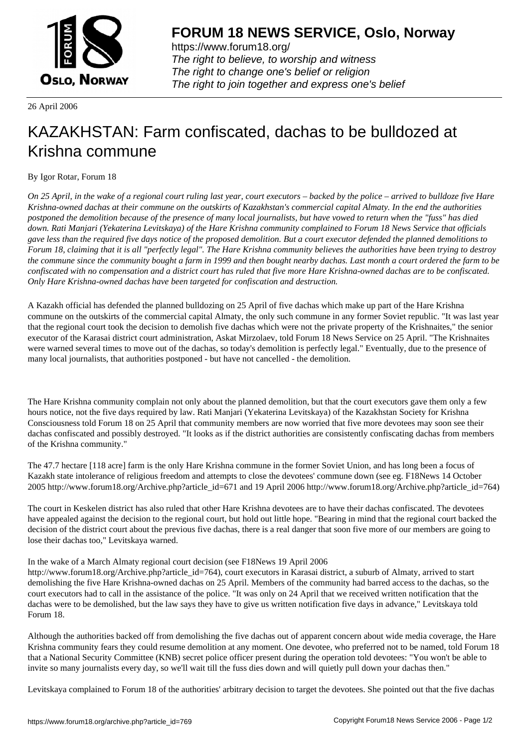# FORUM 18 NEWS SERVICE, Oslo, Norway

https://www.forum18.org/
*The right to believe, to worship and witness*
*The right to change one's belief or religion*
*The right to join together and express one's belief*

26 April 2006

# KAZAKHSTAN: Farm confiscated, dachas to be bulldozed at Krishna commune

By Igor Rotar, Forum 18

*On 25 April, in the wake of a regional court ruling last year, court executors – backed by the police – arrived to bulldoze five Hare Krishna-owned dachas at their commune on the outskirts of Kazakhstan's commercial capital Almaty. In the end the authorities postponed the demolition because of the presence of many local journalists, but have vowed to return when the "fuss" has died down. Rati Manjari (Yekaterina Levitskaya) of the Hare Krishna community complained to Forum 18 News Service that officials gave less than the required five days notice of the proposed demolition. But a court executor defended the planned demolitions to Forum 18, claiming that it is all "perfectly legal". The Hare Krishna community believes the authorities have been trying to destroy the commune since the community bought a farm in 1999 and then bought nearby dachas. Last month a court ordered the farm to be confiscated with no compensation and a district court has ruled that five more Hare Krishna-owned dachas are to be confiscated. Only Hare Krishna-owned dachas have been targeted for confiscation and destruction.*

A Kazakh official has defended the planned bulldozing on 25 April of five dachas which make up part of the Hare Krishna commune on the outskirts of the commercial capital Almaty, the only such commune in any former Soviet republic. "It was last year that the regional court took the decision to demolish five dachas which were not the private property of the Krishnaites," the senior executor of the Karasai district court administration, Askat Mirzolaev, told Forum 18 News Service on 25 April. "The Krishnaites were warned several times to move out of the dachas, so today's demolition is perfectly legal." Eventually, due to the presence of many local journalists, that authorities postponed - but have not cancelled - the demolition.

The Hare Krishna community complain not only about the planned demolition, but that the court executors gave them only a few hours notice, not the five days required by law. Rati Manjari (Yekaterina Levitskaya) of the Kazakhstan Society for Krishna Consciousness told Forum 18 on 25 April that community members are now worried that five more devotees may soon see their dachas confiscated and possibly destroyed. "It looks as if the district authorities are consistently confiscating dachas from members of the Krishna community."

The 47.7 hectare [118 acre] farm is the only Hare Krishna commune in the former Soviet Union, and has long been a focus of Kazakh state intolerance of religious freedom and attempts to close the devotees' commune down (see eg. F18News 14 October 2005 http://www.forum18.org/Archive.php?article_id=671 and 19 April 2006 http://www.forum18.org/Archive.php?article_id=764)

The court in Keskelen district has also ruled that other Hare Krishna devotees are to have their dachas confiscated. The devotees have appealed against the decision to the regional court, but hold out little hope. "Bearing in mind that the regional court backed the decision of the district court about the previous five dachas, there is a real danger that soon five more of our members are going to lose their dachas too," Levitskaya warned.

In the wake of a March Almaty regional court decision (see F18News 19 April 2006 http://www.forum18.org/Archive.php?article_id=764), court executors in Karasai district, a suburb of Almaty, arrived to start demolishing the five Hare Krishna-owned dachas on 25 April. Members of the community had barred access to the dachas, so the court executors had to call in the assistance of the police. "It was only on 24 April that we received written notification that the dachas were to be demolished, but the law says they have to give us written notification five days in advance," Levitskaya told Forum 18.

Although the authorities backed off from demolishing the five dachas out of apparent concern about wide media coverage, the Hare Krishna community fears they could resume demolition at any moment. One devotee, who preferred not to be named, told Forum 18 that a National Security Committee (KNB) secret police officer present during the operation told devotees: "You won't be able to invite so many journalists every day, so we'll wait till the fuss dies down and will quietly pull down your dachas then."

Levitskaya complained to Forum 18 of the authorities' arbitrary decision to target the devotees. She pointed out that the five dachas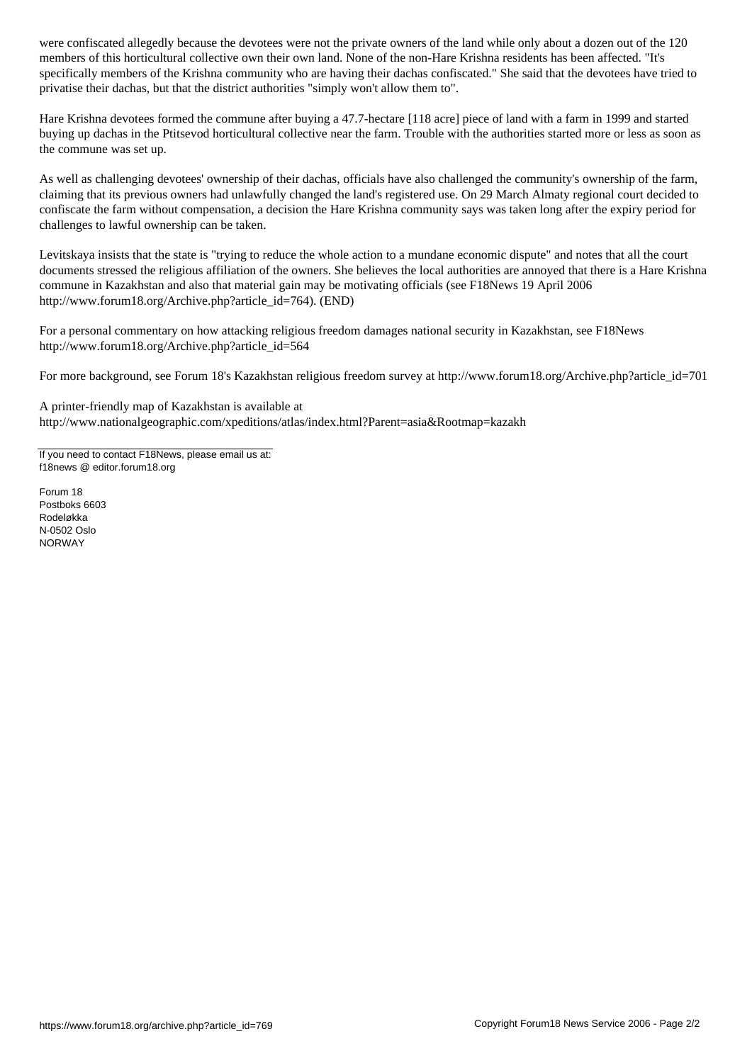were confiscated allegedly because the devotees were not the private owners of the land while only about a dozen out of the 120 members of this horticultural collective own their own land. None of the non-Hare Krishna residents has been affected. "It's specifically members of the Krishna community who are having their dachas confiscated." She said that the devotees have tried to privatise their dachas, but that the district authorities "simply won't allow them to".

Hare Krishna devotees formed the commune after buying a 47.7-hectare [118 acre] piece of land with a farm in 1999 and started buying up dachas in the Ptitsevod horticultural collective near the farm. Trouble with the authorities started more or less as soon as the commune was set up.

As well as challenging devotees' ownership of their dachas, officials have also challenged the community's ownership of the farm, claiming that its previous owners had unlawfully changed the land's registered use. On 29 March Almaty regional court decided to confiscate the farm without compensation, a decision the Hare Krishna community says was taken long after the expiry period for challenges to lawful ownership can be taken.

Levitskaya insists that the state is "trying to reduce the whole action to a mundane economic dispute" and notes that all the court documents stressed the religious affiliation of the owners. She believes the local authorities are annoyed that there is a Hare Krishna commune in Kazakhstan and also that material gain may be motivating officials (see F18News 19 April 2006 http://www.forum18.org/Archive.php?article_id=764). (END)

For a personal commentary on how attacking religious freedom damages national security in Kazakhstan, see F18News http://www.forum18.org/Archive.php?article_id=564

For more background, see Forum 18's Kazakhstan religious freedom survey at http://www.forum18.org/Archive.php?article_id=701

A printer-friendly map of Kazakhstan is available at http://www.nationalgeographic.com/xpeditions/atlas/index.html?Parent=asia&Rootmap=kazakh

If you need to contact F18News, please email us at:
f18news @ editor.forum18.org

Forum 18
Postboks 6603
Rodeløkka
N-0502 Oslo
NORWAY